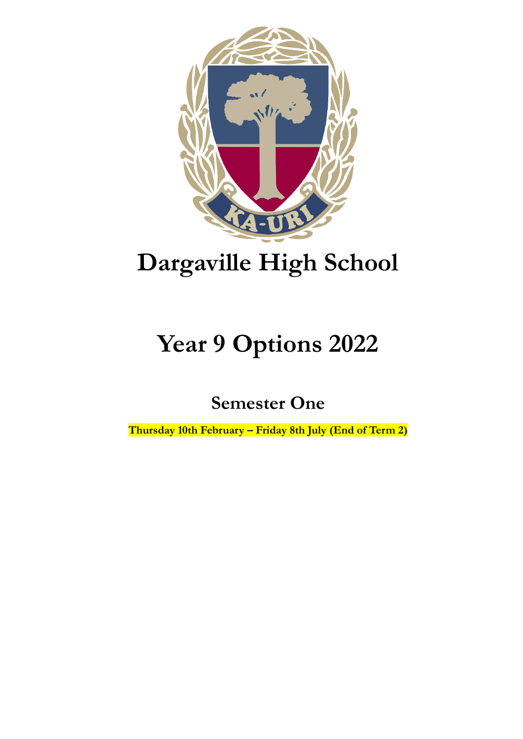# Dargaville High School

# Year 9 Options 2022

## Semester One

**Thursday 10th February – Friday 8th July (End of Term 2)**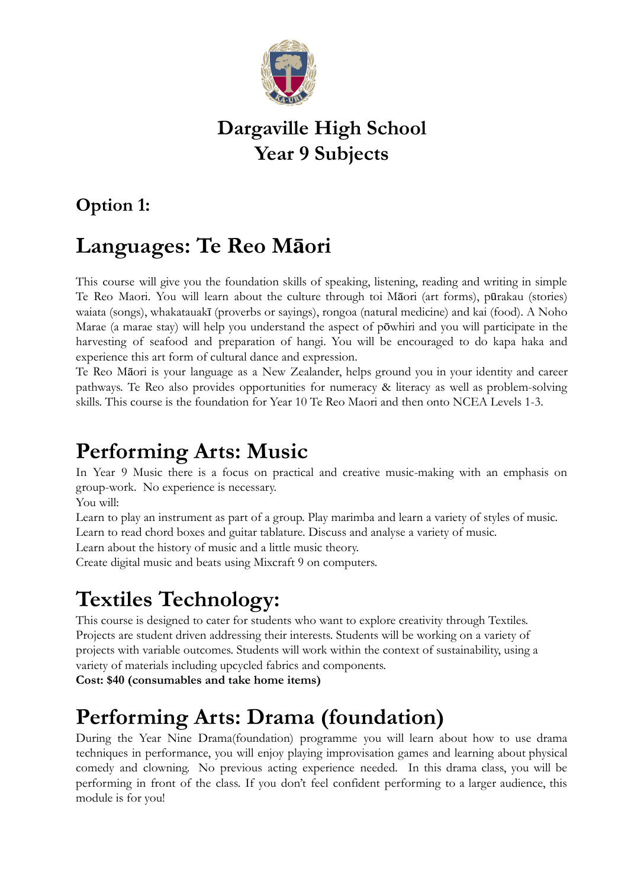# Dargaville High School
# Year 9 Subjects

## Option 1:

# Languages: Te Reo Māori

This course will give you the foundation skills of speaking, listening, reading and writing in simple Te Reo Maori. You will learn about the culture through toi Māori (art forms), pūrakau (stories) waiata (songs), whakatauakī (proverbs or sayings), rongoa (natural medicine) and kai (food). A Noho Marae (a marae stay) will help you understand the aspect of pōwhiri and you will participate in the harvesting of seafood and preparation of hangi. You will be encouraged to do kapa haka and experience this art form of cultural dance and expression.
Te Reo Māori is your language as a New Zealander, helps ground you in your identity and career pathways. Te Reo also provides opportunities for numeracy & literacy as well as problem-solving skills. This course is the foundation for Year 10 Te Reo Maori and then onto NCEA Levels 1-3.

# Performing Arts: Music

In Year 9 Music there is a focus on practical and creative music-making with an emphasis on group-work. No experience is necessary.
You will:
Learn to play an instrument as part of a group. Play marimba and learn a variety of styles of music.
Learn to read chord boxes and guitar tablature. Discuss and analyse a variety of music.
Learn about the history of music and a little music theory.
Create digital music and beats using Mixcraft 9 on computers.

# Textiles Technology:

This course is designed to cater for students who want to explore creativity through Textiles. Projects are student driven addressing their interests. Students will be working on a variety of projects with variable outcomes. Students will work within the context of sustainability, using a variety of materials including upcycled fabrics and components.
**Cost: $40 (consumables and take home items)**

# Performing Arts: Drama (foundation)

During the Year Nine Drama(foundation) programme you will learn about how to use drama techniques in performance, you will enjoy playing improvisation games and learning about physical comedy and clowning. No previous acting experience needed. In this drama class, you will be performing in front of the class. If you don't feel confident performing to a larger audience, this module is for you!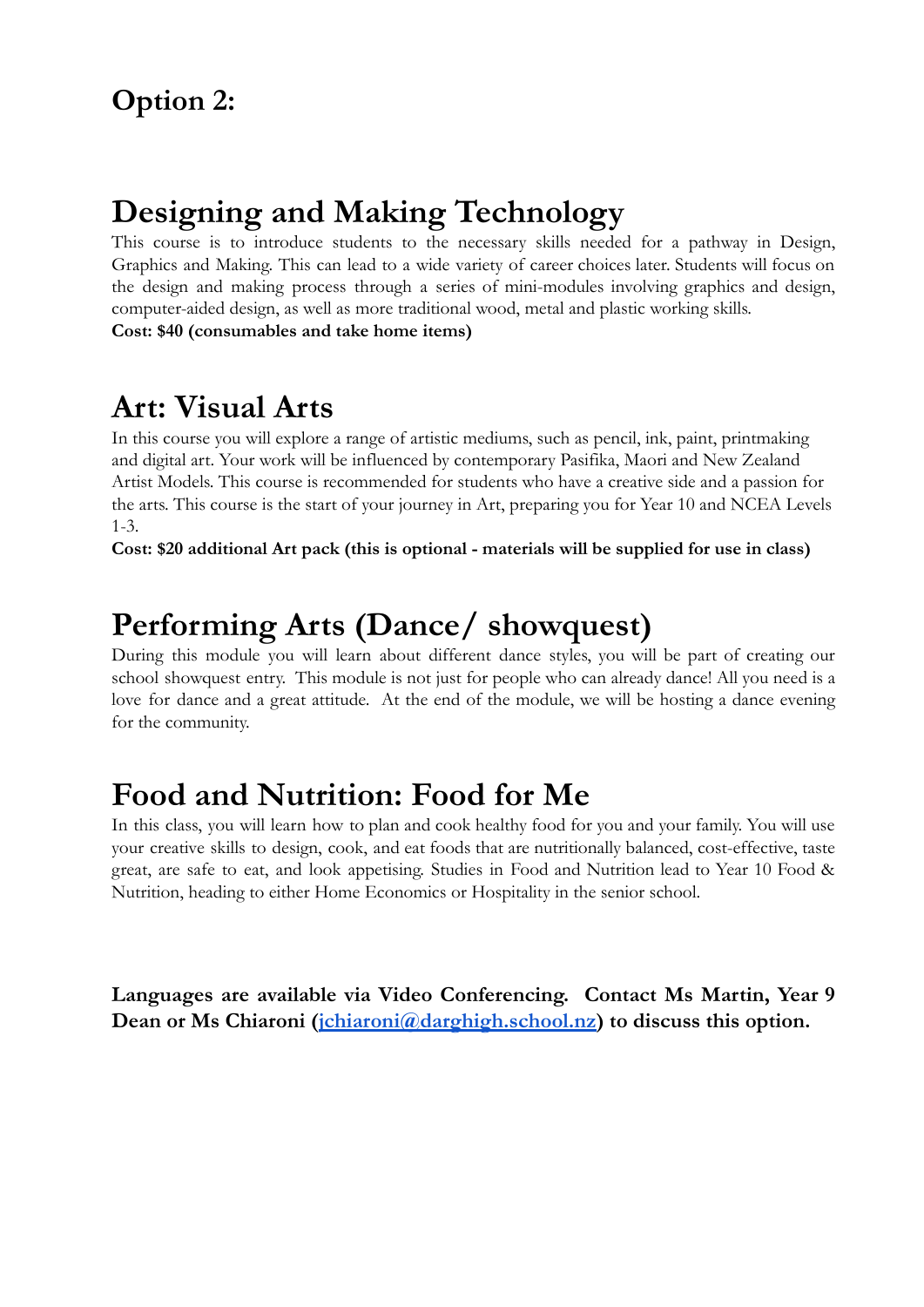## Option 2:

# Designing and Making Technology

This course is to introduce students to the necessary skills needed for a pathway in Design, Graphics and Making. This can lead to a wide variety of career choices later. Students will focus on the design and making process through a series of mini-modules involving graphics and design, computer-aided design, as well as more traditional wood, metal and plastic working skills.

**Cost: $40 (consumables and take home items)**

# Art: Visual Arts

In this course you will explore a range of artistic mediums, such as pencil, ink, paint, printmaking and digital art. Your work will be influenced by contemporary Pasifika, Maori and New Zealand Artist Models. This course is recommended for students who have a creative side and a passion for the arts. This course is the start of your journey in Art, preparing you for Year 10 and NCEA Levels 1-3.

**Cost: $20 additional Art pack (this is optional - materials will be supplied for use in class)**

# Performing Arts (Dance/ showquest)

During this module you will learn about different dance styles, you will be part of creating our school showquest entry. This module is not just for people who can already dance! All you need is a love for dance and a great attitude. At the end of the module, we will be hosting a dance evening for the community.

# Food and Nutrition: Food for Me

In this class, you will learn how to plan and cook healthy food for you and your family. You will use your creative skills to design, cook, and eat foods that are nutritionally balanced, cost-effective, taste great, are safe to eat, and look appetising. Studies in Food and Nutrition lead to Year 10 Food & Nutrition, heading to either Home Economics or Hospitality in the senior school.

**Languages are available via Video Conferencing. Contact Ms Martin, Year 9 Dean or Ms Chiaroni ([jchiaroni@darghigh.school.nz](mailto:jchiaroni@darghigh.school.nz)) to discuss this option.**